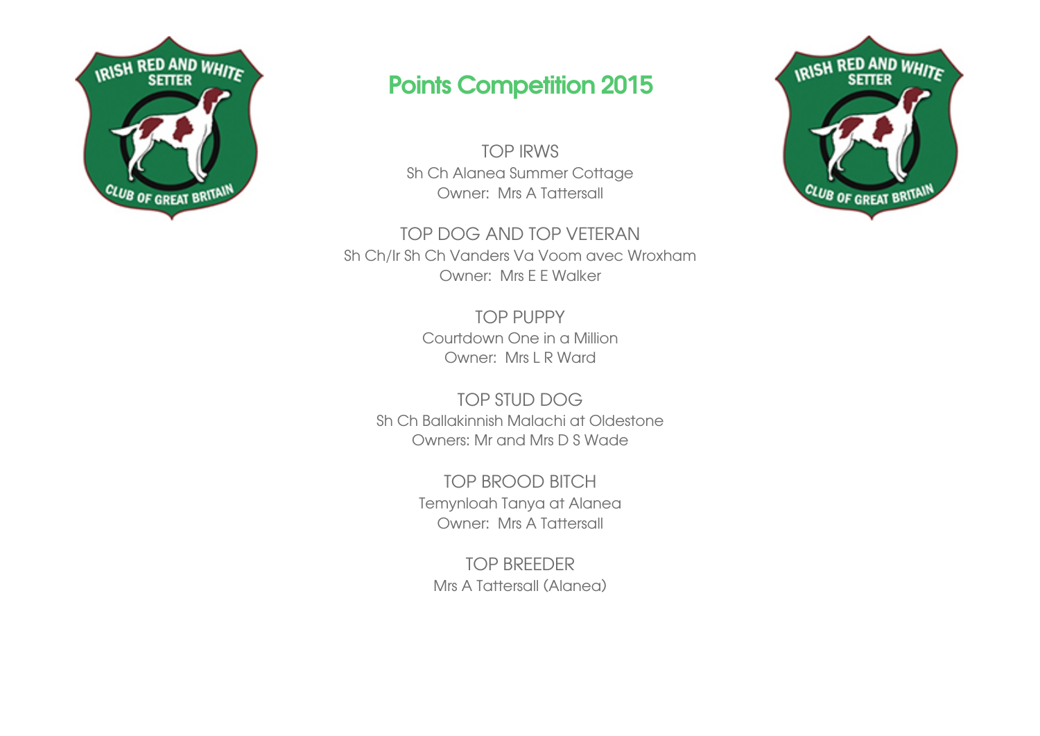# Points Competition 2015

## TOP IRWS
Sh Ch Alanea Summer Cottage
Owner: Mrs A Tattersall

## TOP DOG AND TOP VETERAN
Sh Ch/Ir Sh Ch Vanders Va Voom avec Wroxham
Owner: Mrs E E Walker

## TOP PUPPY
Courtdown One in a Million
Owner: Mrs L R Ward

## TOP STUD DOG
Sh Ch Ballakinnish Malachi at Oldestone
Owners: Mr and Mrs D S Wade

## TOP BROOD BITCH
Temynloah Tanya at Alanea
Owner: Mrs A Tattersall

## TOP BREEDER
Mrs A Tattersall (Alanea)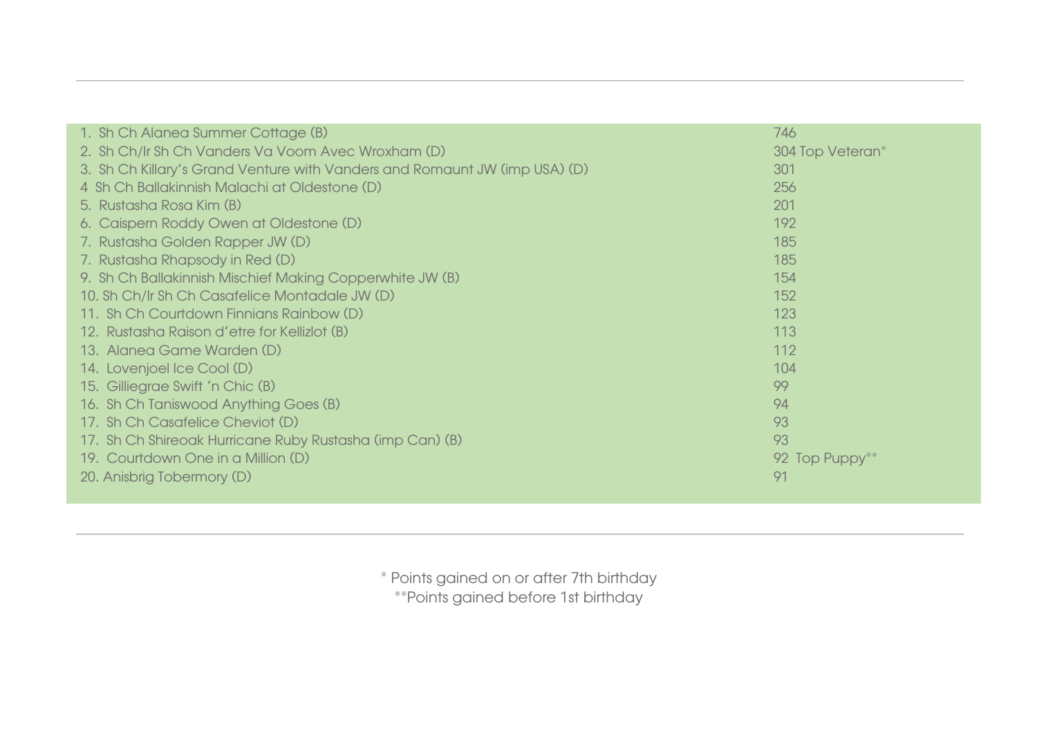| | |
|---|---|
| 1. Sh Ch Alanea Summer Cottage (B) | 746 |
| 2. Sh Ch/Ir Sh Ch Vanders Va Voom Avec Wroxham (D) | 304 Top Veteran* |
| 3. Sh Ch Killary's Grand Venture with Vanders and Romaunt JW (imp USA) (D) | 301 |
| 4 Sh Ch Ballakinnish Malachi at Oldestone (D) | 256 |
| 5. Rustasha Rosa Kim (B) | 201 |
| 6. Caispern Roddy Owen at Oldestone (D) | 192 |
| 7. Rustasha Golden Rapper JW (D) | 185 |
| 7. Rustasha Rhapsody in Red (D) | 185 |
| 9. Sh Ch Ballakinnish Mischief Making Copperwhite JW (B) | 154 |
| 10. Sh Ch/Ir Sh Ch Casafelice Montadale JW (D) | 152 |
| 11. Sh Ch Courtdown Finnians Rainbow (D) | 123 |
| 12. Rustasha Raison d'etre for Kellizlot (B) | 113 |
| 13. Alanea Game Warden (D) | 112 |
| 14. Lovenjoel Ice Cool (D) | 104 |
| 15. Gilliegrae Swift 'n Chic (B) | 99 |
| 16. Sh Ch Taniswood Anything Goes (B) | 94 |
| 17. Sh Ch Casafelice Cheviot (D) | 93 |
| 17. Sh Ch Shireoak Hurricane Ruby Rustasha (imp Can) (B) | 93 |
| 19. Courtdown One in a Million (D) | 92 Top Puppy** |
| 20. Anisbrig Tobermory (D) | 91 |

\* Points gained on or after 7th birthday

\*\*Points gained before 1st birthday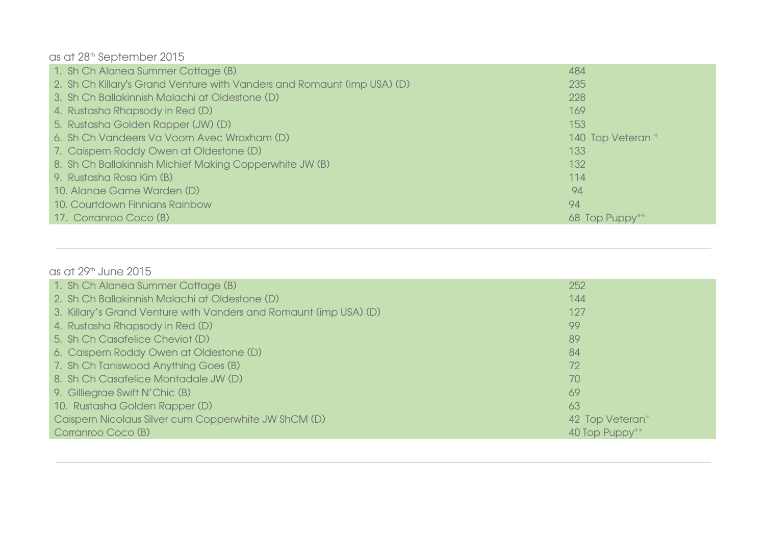as at 28th September 2015

| | |
|---|---|
| 1. Sh Ch Alanea Summer Cottage (B) | 484 |
| 2. Sh Ch Killary's Grand Venture with Vanders and Romaunt (imp USA) (D) | 235 |
| 3. Sh Ch Ballakinnish Malachi at Oldestone (D) | 228 |
| 4. Rustasha Rhapsody in Red (D) | 169 |
| 5. Rustasha Golden Rapper (JW) (D) | 153 |
| 6. Sh Ch Vandeers Va Voom Avec Wroxham (D) | 140 Top Veteran * |
| 7. Caispern Roddy Owen at Oldestone (D) | 133 |
| 8. Sh Ch Ballakinnish Michief Making Copperwhite JW (B) | 132 |
| 9. Rustasha Rosa Kim (B) | 114 |
| 10. Alanae Game Warden (D) | 94 |
| 10. Courtdown Finnians Rainbow | 94 |
| 17. Corranroo Coco (B) | 68 Top Puppy** |

---

as at 29th June 2015

| | |
|---|---|
| 1. Sh Ch Alanea Summer Cottage (B) | 252 |
| 2. Sh Ch Ballakinnish Malachi at Oldestone (D) | 144 |
| 3. Killary's Grand Venture with Vanders and Romaunt (imp USA) (D) | 127 |
| 4. Rustasha Rhapsody in Red (D) | 99 |
| 5. Sh Ch Casafelice Cheviot (D) | 89 |
| 6. Caispern Roddy Owen at Oldestone (D) | 84 |
| 7. Sh Ch Taniswood Anything Goes (B) | 72 |
| 8. Sh Ch Casafelice Montadale JW (D) | 70 |
| 9. Gilliegrae Swift N'Chic (B) | 69 |
| 10. Rustasha Golden Rapper (D) | 63 |
| Caispern Nicolaus Silver cum Copperwhite JW ShCM (D) | 42 Top Veteran* |
| Corranroo Coco (B) | 40 Top Puppy** |

---